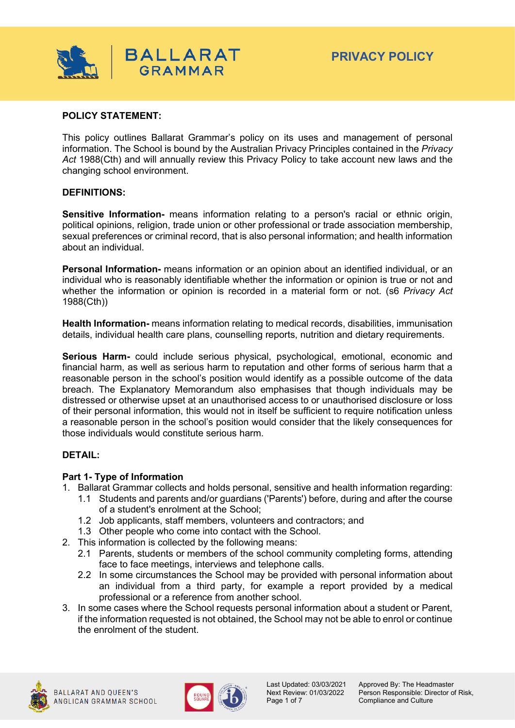# PRIVACY POLICY

## POLICY STATEMENT:

This policy outlines Ballarat Grammar's policy on its uses and management of personal information. The School is bound by the Australian Privacy Principles contained in the *Privacy Act* 1988(Cth) and will annually review this Privacy Policy to take account new laws and the changing school environment.

## DEFINITIONS:

**Sensitive Information-** means information relating to a person's racial or ethnic origin, political opinions, religion, trade union or other professional or trade association membership, sexual preferences or criminal record, that is also personal information; and health information about an individual.

**Personal Information-** means information or an opinion about an identified individual, or an individual who is reasonably identifiable whether the information or opinion is true or not and whether the information or opinion is recorded in a material form or not. (s6 *Privacy Act* 1988(Cth))

**Health Information-** means information relating to medical records, disabilities, immunisation details, individual health care plans, counselling reports, nutrition and dietary requirements.

**Serious Harm-** could include serious physical, psychological, emotional, economic and financial harm, as well as serious harm to reputation and other forms of serious harm that a reasonable person in the school's position would identify as a possible outcome of the data breach. The Explanatory Memorandum also emphasises that though individuals may be distressed or otherwise upset at an unauthorised access to or unauthorised disclosure or loss of their personal information, this would not in itself be sufficient to require notification unless a reasonable person in the school's position would consider that the likely consequences for those individuals would constitute serious harm.

## DETAIL:

### Part 1- Type of Information

1. Ballarat Grammar collects and holds personal, sensitive and health information regarding:
   - 1.1 Students and parents and/or guardians ('Parents') before, during and after the course of a student's enrolment at the School;
   - 1.2 Job applicants, staff members, volunteers and contractors; and
   - 1.3 Other people who come into contact with the School.
2. This information is collected by the following means:
   - 2.1 Parents, students or members of the school community completing forms, attending face to face meetings, interviews and telephone calls.
   - 2.2 In some circumstances the School may be provided with personal information about an individual from a third party, for example a report provided by a medical professional or a reference from another school.
3. In some cases where the School requests personal information about a student or Parent, if the information requested is not obtained, the School may not be able to enrol or continue the enrolment of the student.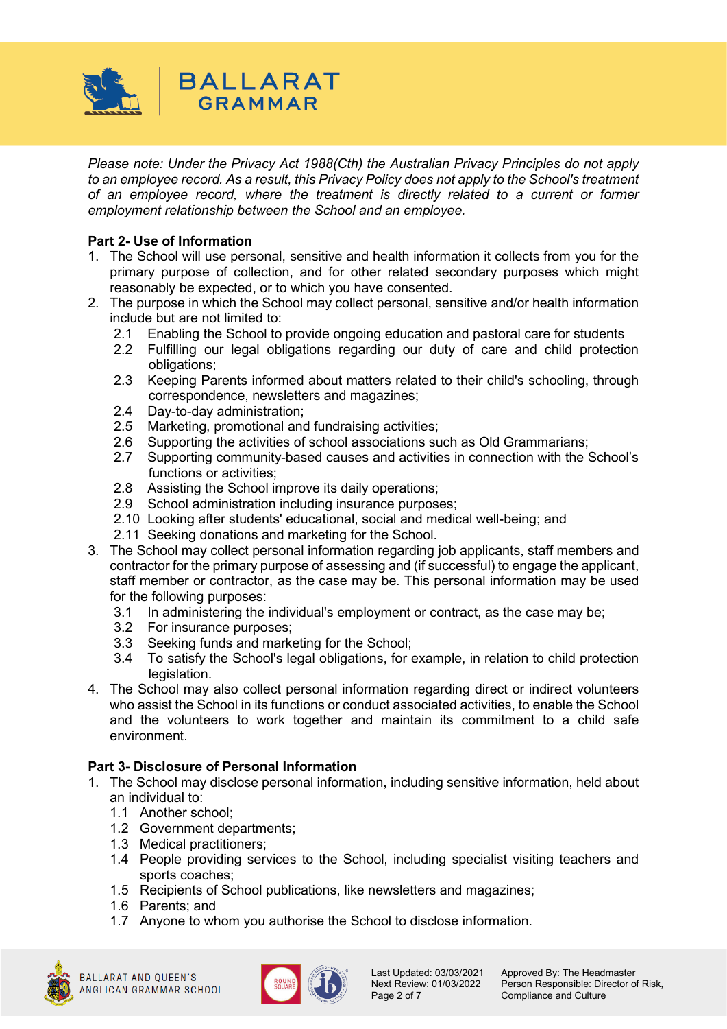*Please note: Under the Privacy Act 1988(Cth) the Australian Privacy Principles do not apply to an employee record. As a result, this Privacy Policy does not apply to the School's treatment of an employee record, where the treatment is directly related to a current or former employment relationship between the School and an employee.*

**Part 2- Use of Information**

1. The School will use personal, sensitive and health information it collects from you for the primary purpose of collection, and for other related secondary purposes which might reasonably be expected, or to which you have consented.
2. The purpose in which the School may collect personal, sensitive and/or health information include but are not limited to:
   - 2.1 Enabling the School to provide ongoing education and pastoral care for students
   - 2.2 Fulfilling our legal obligations regarding our duty of care and child protection obligations;
   - 2.3 Keeping Parents informed about matters related to their child's schooling, through correspondence, newsletters and magazines;
   - 2.4 Day-to-day administration;
   - 2.5 Marketing, promotional and fundraising activities;
   - 2.6 Supporting the activities of school associations such as Old Grammarians;
   - 2.7 Supporting community-based causes and activities in connection with the School's functions or activities;
   - 2.8 Assisting the School improve its daily operations;
   - 2.9 School administration including insurance purposes;
   - 2.10 Looking after students' educational, social and medical well-being; and
   - 2.11 Seeking donations and marketing for the School.
3. The School may collect personal information regarding job applicants, staff members and contractor for the primary purpose of assessing and (if successful) to engage the applicant, staff member or contractor, as the case may be. This personal information may be used for the following purposes:
   - 3.1 In administering the individual's employment or contract, as the case may be;
   - 3.2 For insurance purposes;
   - 3.3 Seeking funds and marketing for the School;
   - 3.4 To satisfy the School's legal obligations, for example, in relation to child protection legislation.
4. The School may also collect personal information regarding direct or indirect volunteers who assist the School in its functions or conduct associated activities, to enable the School and the volunteers to work together and maintain its commitment to a child safe environment.

**Part 3- Disclosure of Personal Information**

1. The School may disclose personal information, including sensitive information, held about an individual to:
   - 1.1 Another school;
   - 1.2 Government departments;
   - 1.3 Medical practitioners;
   - 1.4 People providing services to the School, including specialist visiting teachers and sports coaches;
   - 1.5 Recipients of School publications, like newsletters and magazines;
   - 1.6 Parents; and
   - 1.7 Anyone to whom you authorise the School to disclose information.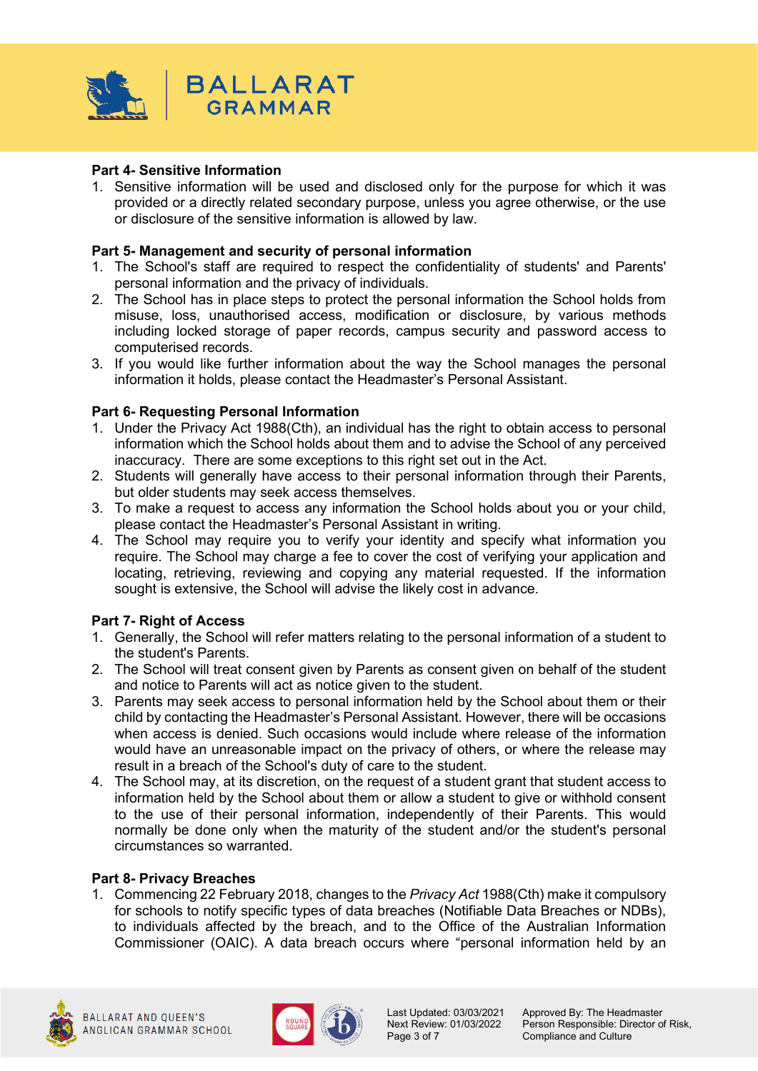**Part 4- Sensitive Information**

1. Sensitive information will be used and disclosed only for the purpose for which it was provided or a directly related secondary purpose, unless you agree otherwise, or the use or disclosure of the sensitive information is allowed by law.

**Part 5- Management and security of personal information**

1. The School's staff are required to respect the confidentiality of students' and Parents' personal information and the privacy of individuals.
2. The School has in place steps to protect the personal information the School holds from misuse, loss, unauthorised access, modification or disclosure, by various methods including locked storage of paper records, campus security and password access to computerised records.
3. If you would like further information about the way the School manages the personal information it holds, please contact the Headmaster's Personal Assistant.

**Part 6- Requesting Personal Information**

1. Under the Privacy Act 1988(Cth), an individual has the right to obtain access to personal information which the School holds about them and to advise the School of any perceived inaccuracy. There are some exceptions to this right set out in the Act.
2. Students will generally have access to their personal information through their Parents, but older students may seek access themselves.
3. To make a request to access any information the School holds about you or your child, please contact the Headmaster's Personal Assistant in writing.
4. The School may require you to verify your identity and specify what information you require. The School may charge a fee to cover the cost of verifying your application and locating, retrieving, reviewing and copying any material requested. If the information sought is extensive, the School will advise the likely cost in advance.

**Part 7- Right of Access**

1. Generally, the School will refer matters relating to the personal information of a student to the student's Parents.
2. The School will treat consent given by Parents as consent given on behalf of the student and notice to Parents will act as notice given to the student.
3. Parents may seek access to personal information held by the School about them or their child by contacting the Headmaster's Personal Assistant. However, there will be occasions when access is denied. Such occasions would include where release of the information would have an unreasonable impact on the privacy of others, or where the release may result in a breach of the School's duty of care to the student.
4. The School may, at its discretion, on the request of a student grant that student access to information held by the School about them or allow a student to give or withhold consent to the use of their personal information, independently of their Parents. This would normally be done only when the maturity of the student and/or the student's personal circumstances so warranted.

**Part 8- Privacy Breaches**

1. Commencing 22 February 2018, changes to the *Privacy Act* 1988(Cth) make it compulsory for schools to notify specific types of data breaches (Notifiable Data Breaches or NDBs), to individuals affected by the breach, and to the Office of the Australian Information Commissioner (OAIC). A data breach occurs where "personal information held by an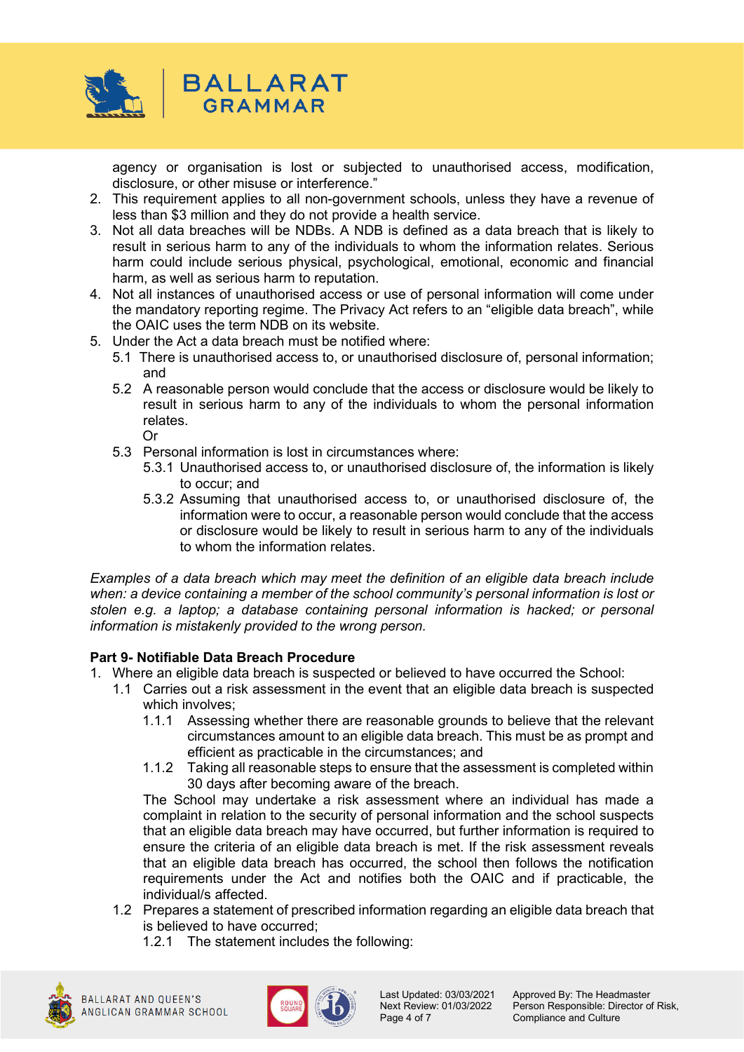agency or organisation is lost or subjected to unauthorised access, modification, disclosure, or other misuse or interference."

2. This requirement applies to all non-government schools, unless they have a revenue of less than $3 million and they do not provide a health service.
3. Not all data breaches will be NDBs. A NDB is defined as a data breach that is likely to result in serious harm to any of the individuals to whom the information relates. Serious harm could include serious physical, psychological, emotional, economic and financial harm, as well as serious harm to reputation.
4. Not all instances of unauthorised access or use of personal information will come under the mandatory reporting regime. The Privacy Act refers to an "eligible data breach", while the OAIC uses the term NDB on its website.
5. Under the Act a data breach must be notified where:
   - 5.1 There is unauthorised access to, or unauthorised disclosure of, personal information; and
   - 5.2 A reasonable person would conclude that the access or disclosure would be likely to result in serious harm to any of the individuals to whom the personal information relates.
     Or
   - 5.3 Personal information is lost in circumstances where:
     - 5.3.1 Unauthorised access to, or unauthorised disclosure of, the information is likely to occur; and
     - 5.3.2 Assuming that unauthorised access to, or unauthorised disclosure of, the information were to occur, a reasonable person would conclude that the access or disclosure would be likely to result in serious harm to any of the individuals to whom the information relates.

*Examples of a data breach which may meet the definition of an eligible data breach include when: a device containing a member of the school community's personal information is lost or stolen e.g. a laptop; a database containing personal information is hacked; or personal information is mistakenly provided to the wrong person.*

**Part 9- Notifiable Data Breach Procedure**

1. Where an eligible data breach is suspected or believed to have occurred the School:
   - 1.1 Carries out a risk assessment in the event that an eligible data breach is suspected which involves;
     - 1.1.1 Assessing whether there are reasonable grounds to believe that the relevant circumstances amount to an eligible data breach. This must be as prompt and efficient as practicable in the circumstances; and
     - 1.1.2 Taking all reasonable steps to ensure that the assessment is completed within 30 days after becoming aware of the breach.

     The School may undertake a risk assessment where an individual has made a complaint in relation to the security of personal information and the school suspects that an eligible data breach may have occurred, but further information is required to ensure the criteria of an eligible data breach is met. If the risk assessment reveals that an eligible data breach has occurred, the school then follows the notification requirements under the Act and notifies both the OAIC and if practicable, the individual/s affected.
   - 1.2 Prepares a statement of prescribed information regarding an eligible data breach that is believed to have occurred;
     - 1.2.1 The statement includes the following: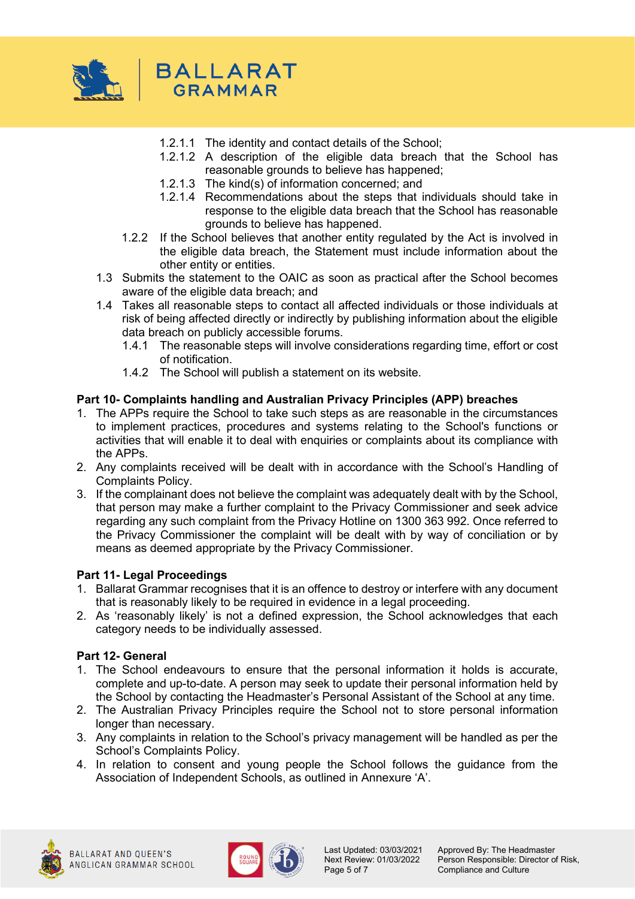1.2.1.1 The identity and contact details of the School;
1.2.1.2 A description of the eligible data breach that the School has reasonable grounds to believe has happened;
1.2.1.3 The kind(s) of information concerned; and
1.2.1.4 Recommendations about the steps that individuals should take in response to the eligible data breach that the School has reasonable grounds to believe has happened.

1.2.2 If the School believes that another entity regulated by the Act is involved in the eligible data breach, the Statement must include information about the other entity or entities.

1.3 Submits the statement to the OAIC as soon as practical after the School becomes aware of the eligible data breach; and

1.4 Takes all reasonable steps to contact all affected individuals or those individuals at risk of being affected directly or indirectly by publishing information about the eligible data breach on publicly accessible forums.

1.4.1 The reasonable steps will involve considerations regarding time, effort or cost of notification.

1.4.2 The School will publish a statement on its website.

**Part 10- Complaints handling and Australian Privacy Principles (APP) breaches**

1. The APPs require the School to take such steps as are reasonable in the circumstances to implement practices, procedures and systems relating to the School's functions or activities that will enable it to deal with enquiries or complaints about its compliance with the APPs.
2. Any complaints received will be dealt with in accordance with the School's Handling of Complaints Policy.
3. If the complainant does not believe the complaint was adequately dealt with by the School, that person may make a further complaint to the Privacy Commissioner and seek advice regarding any such complaint from the Privacy Hotline on 1300 363 992. Once referred to the Privacy Commissioner the complaint will be dealt with by way of conciliation or by means as deemed appropriate by the Privacy Commissioner.

**Part 11- Legal Proceedings**

1. Ballarat Grammar recognises that it is an offence to destroy or interfere with any document that is reasonably likely to be required in evidence in a legal proceeding.
2. As 'reasonably likely' is not a defined expression, the School acknowledges that each category needs to be individually assessed.

**Part 12- General**

1. The School endeavours to ensure that the personal information it holds is accurate, complete and up-to-date. A person may seek to update their personal information held by the School by contacting the Headmaster's Personal Assistant of the School at any time.
2. The Australian Privacy Principles require the School not to store personal information longer than necessary.
3. Any complaints in relation to the School's privacy management will be handled as per the School's Complaints Policy.
4. In relation to consent and young people the School follows the guidance from the Association of Independent Schools, as outlined in Annexure 'A'.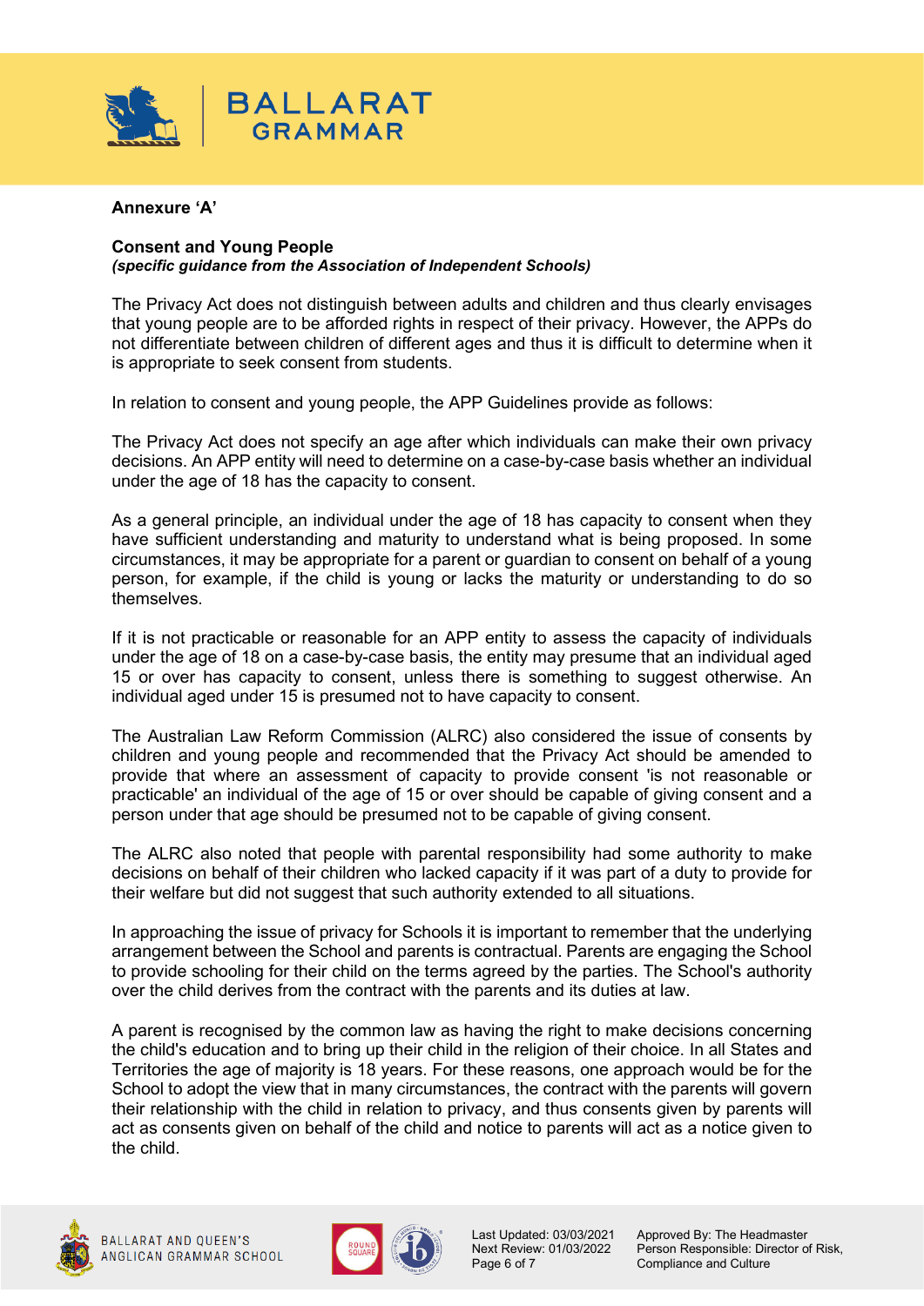**Annexure 'A'**

**Consent and Young People**
***(specific guidance from the Association of Independent Schools)***

The Privacy Act does not distinguish between adults and children and thus clearly envisages that young people are to be afforded rights in respect of their privacy. However, the APPs do not differentiate between children of different ages and thus it is difficult to determine when it is appropriate to seek consent from students.

In relation to consent and young people, the APP Guidelines provide as follows:

The Privacy Act does not specify an age after which individuals can make their own privacy decisions. An APP entity will need to determine on a case-by-case basis whether an individual under the age of 18 has the capacity to consent.

As a general principle, an individual under the age of 18 has capacity to consent when they have sufficient understanding and maturity to understand what is being proposed. In some circumstances, it may be appropriate for a parent or guardian to consent on behalf of a young person, for example, if the child is young or lacks the maturity or understanding to do so themselves.

If it is not practicable or reasonable for an APP entity to assess the capacity of individuals under the age of 18 on a case-by-case basis, the entity may presume that an individual aged 15 or over has capacity to consent, unless there is something to suggest otherwise. An individual aged under 15 is presumed not to have capacity to consent.

The Australian Law Reform Commission (ALRC) also considered the issue of consents by children and young people and recommended that the Privacy Act should be amended to provide that where an assessment of capacity to provide consent 'is not reasonable or practicable' an individual of the age of 15 or over should be capable of giving consent and a person under that age should be presumed not to be capable of giving consent.

The ALRC also noted that people with parental responsibility had some authority to make decisions on behalf of their children who lacked capacity if it was part of a duty to provide for their welfare but did not suggest that such authority extended to all situations.

In approaching the issue of privacy for Schools it is important to remember that the underlying arrangement between the School and parents is contractual. Parents are engaging the School to provide schooling for their child on the terms agreed by the parties. The School's authority over the child derives from the contract with the parents and its duties at law.

A parent is recognised by the common law as having the right to make decisions concerning the child's education and to bring up their child in the religion of their choice. In all States and Territories the age of majority is 18 years. For these reasons, one approach would be for the School to adopt the view that in many circumstances, the contract with the parents will govern their relationship with the child in relation to privacy, and thus consents given by parents will act as consents given on behalf of the child and notice to parents will act as a notice given to the child.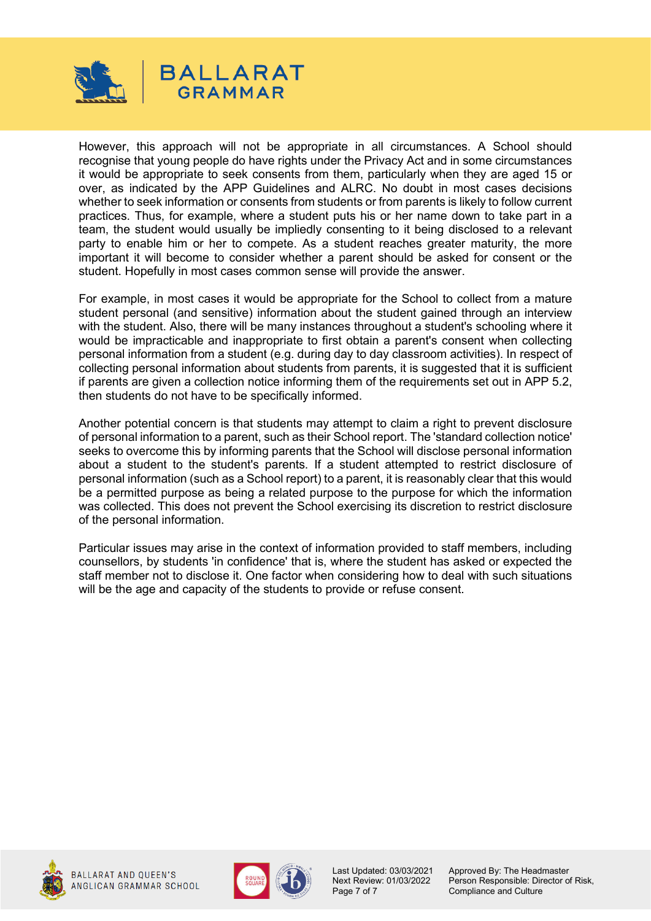However, this approach will not be appropriate in all circumstances. A School should recognise that young people do have rights under the Privacy Act and in some circumstances it would be appropriate to seek consents from them, particularly when they are aged 15 or over, as indicated by the APP Guidelines and ALRC. No doubt in most cases decisions whether to seek information or consents from students or from parents is likely to follow current practices. Thus, for example, where a student puts his or her name down to take part in a team, the student would usually be impliedly consenting to it being disclosed to a relevant party to enable him or her to compete. As a student reaches greater maturity, the more important it will become to consider whether a parent should be asked for consent or the student. Hopefully in most cases common sense will provide the answer.

For example, in most cases it would be appropriate for the School to collect from a mature student personal (and sensitive) information about the student gained through an interview with the student. Also, there will be many instances throughout a student's schooling where it would be impracticable and inappropriate to first obtain a parent's consent when collecting personal information from a student (e.g. during day to day classroom activities). In respect of collecting personal information about students from parents, it is suggested that it is sufficient if parents are given a collection notice informing them of the requirements set out in APP 5.2, then students do not have to be specifically informed.

Another potential concern is that students may attempt to claim a right to prevent disclosure of personal information to a parent, such as their School report. The 'standard collection notice' seeks to overcome this by informing parents that the School will disclose personal information about a student to the student's parents. If a student attempted to restrict disclosure of personal information (such as a School report) to a parent, it is reasonably clear that this would be a permitted purpose as being a related purpose to the purpose for which the information was collected. This does not prevent the School exercising its discretion to restrict disclosure of the personal information.

Particular issues may arise in the context of information provided to staff members, including counsellors, by students 'in confidence' that is, where the student has asked or expected the staff member not to disclose it. One factor when considering how to deal with such situations will be the age and capacity of the students to provide or refuse consent.